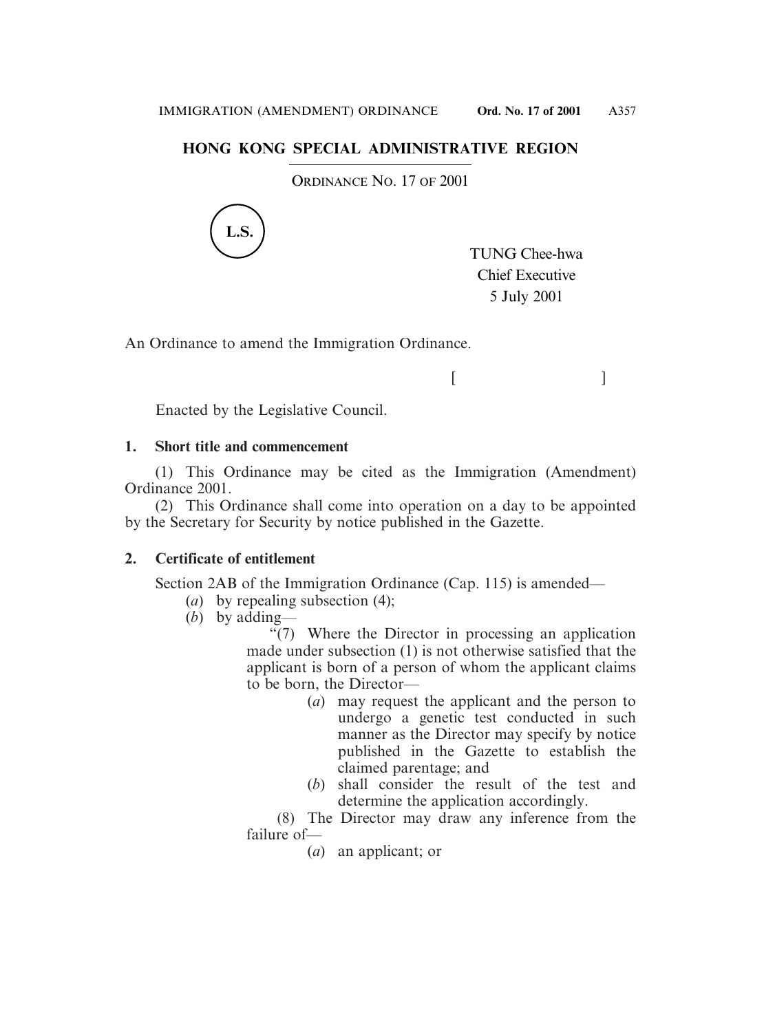**HONG KONG SPECIAL ADMINISTRATIVE REGION**

ORDINANCE NO. 17 OF 2001

L.S.

TUNG Chee-hwa
Chief Executive
5 July 2001

An Ordinance to amend the Immigration Ordinance.

[ ]

Enacted by the Legislative Council.

**1. Short title and commencement**

(1) This Ordinance may be cited as the Immigration (Amendment) Ordinance 2001.

(2) This Ordinance shall come into operation on a day to be appointed by the Secretary for Security by notice published in the Gazette.

**2. Certificate of entitlement**

Section 2AB of the Immigration Ordinance (Cap. 115) is amended—

(*a*) by repealing subsection (4);

(*b*) by adding—

"(7) Where the Director in processing an application made under subsection (1) is not otherwise satisfied that the applicant is born of a person of whom the applicant claims to be born, the Director—

(*a*) may request the applicant and the person to undergo a genetic test conducted in such manner as the Director may specify by notice published in the Gazette to establish the claimed parentage; and

(*b*) shall consider the result of the test and determine the application accordingly.

(8) The Director may draw any inference from the failure of—

(*a*) an applicant; or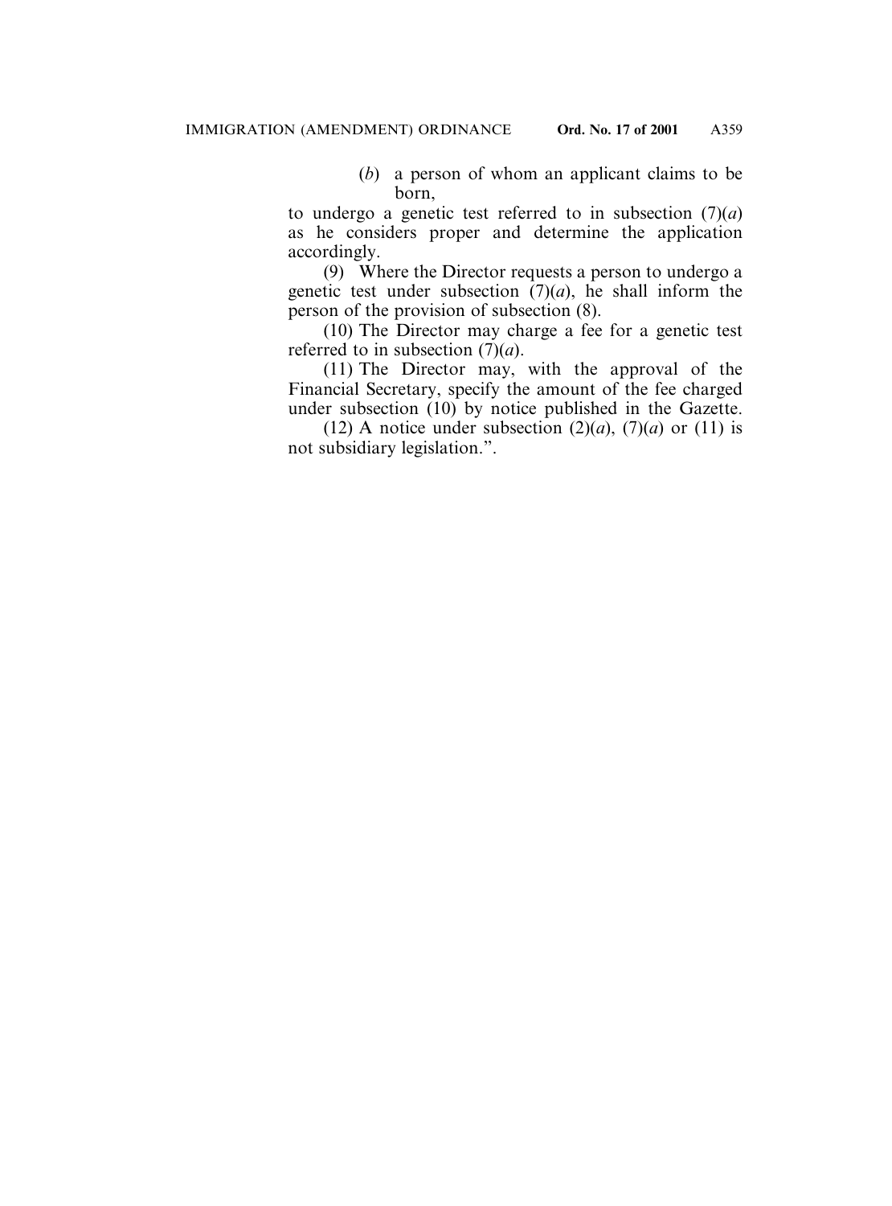(*b*) a person of whom an applicant claims to be born,

to undergo a genetic test referred to in subsection (7)(*a*) as he considers proper and determine the application accordingly.

(9) Where the Director requests a person to undergo a genetic test under subsection (7)(*a*), he shall inform the person of the provision of subsection (8).

(10) The Director may charge a fee for a genetic test referred to in subsection (7)(*a*).

(11) The Director may, with the approval of the Financial Secretary, specify the amount of the fee charged under subsection (10) by notice published in the Gazette.

(12) A notice under subsection (2)(*a*), (7)(*a*) or (11) is not subsidiary legislation.".